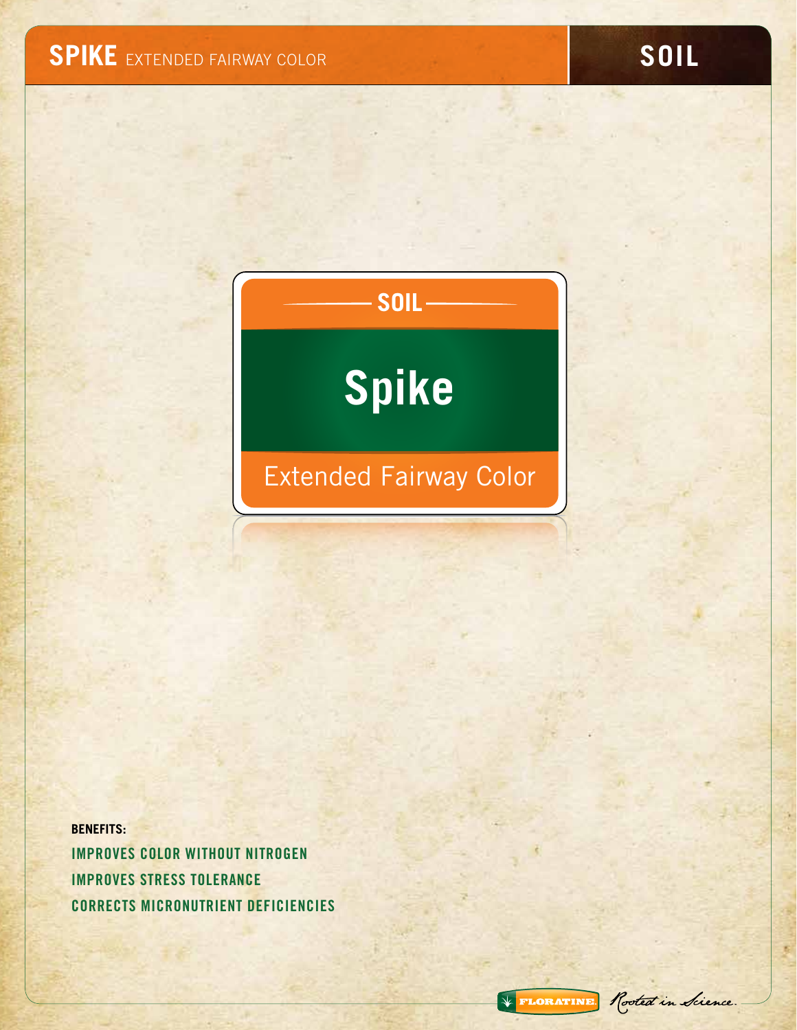# SPIKE EXTENDED FAIRWAY COLOR

SOIL

SOIL

## Spike

Extended Fairway Color

**BENEFITS:**

IMPROVES COLOR WITHOUT NITROGEN

IMPROVES STRESS TOLERANCE

CORRECTS MICRONUTRIENT DEFICIENCIES

FLORATINE. *Rooted in Science.*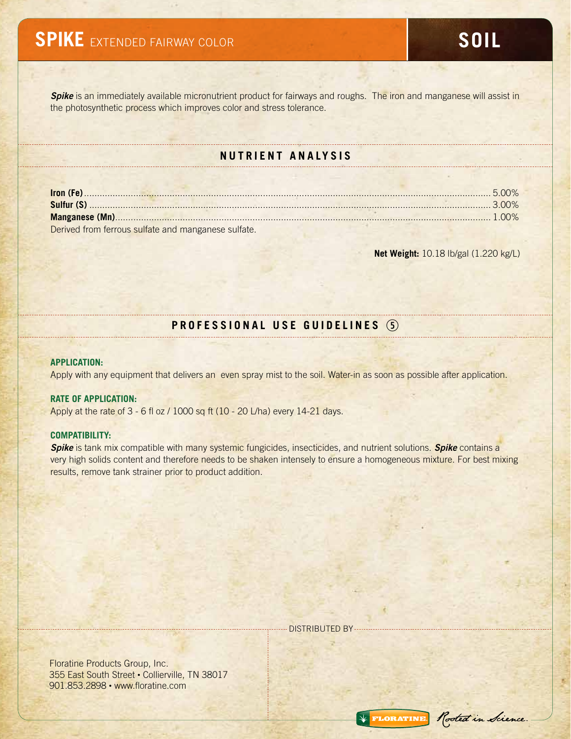# SPIKE EXTENDED FAIRWAY COLOR

**SOIL**

***Spike*** is an immediately available micronutrient product for fairways and roughs. The iron and manganese will assist in the photosynthetic process which improves color and stress tolerance.

## NUTRIENT ANALYSIS

| | |
|---|---|
| **Iron (Fe)** | 5.00% |
| **Sulfur (S)** | 3.00% |
| **Manganese (Mn)** | 1.00% |

Derived from ferrous sulfate and manganese sulfate.

**Net Weight:** 10.18 lb/gal (1.220 kg/L)

## PROFESSIONAL USE GUIDELINES ⑤

**APPLICATION:**

Apply with any equipment that delivers an even spray mist to the soil. Water-in as soon as possible after application.

**RATE OF APPLICATION:**

Apply at the rate of 3 - 6 fl oz / 1000 sq ft (10 - 20 L/ha) every 14-21 days.

**COMPATIBILITY:**

***Spike*** is tank mix compatible with many systemic fungicides, insecticides, and nutrient solutions. ***Spike*** contains a very high solids content and therefore needs to be shaken intensely to ensure a homogeneous mixture. For best mixing results, remove tank strainer prior to product addition.

DISTRIBUTED BY

Floratine Products Group, Inc.
355 East South Street • Collierville, TN 38017
901.853.2898 • www.floratine.com

FLORATINE. Rooted in Science.